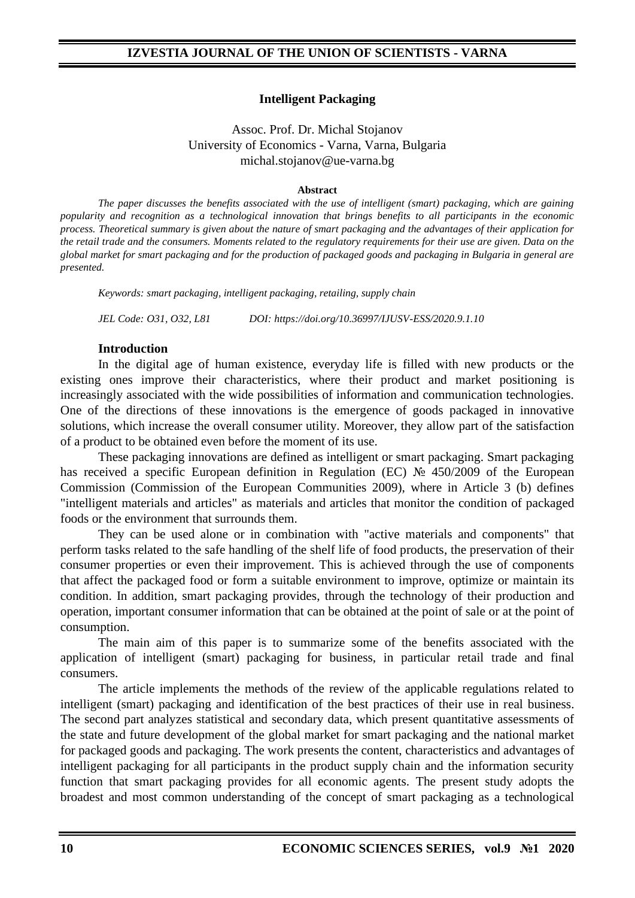# Intelligent Packaging

Assoc. Prof. Dr. Michal Stojanov
University of Economics - Varna, Varna, Bulgaria
michal.stojanov@ue-varna.bg

**Abstract**

*The paper discusses the benefits associated with the use of intelligent (smart) packaging, which are gaining popularity and recognition as a technological innovation that brings benefits to all participants in the economic process. Theoretical summary is given about the nature of smart packaging and the advantages of their application for the retail trade and the consumers. Moments related to the regulatory requirements for their use are given. Data on the global market for smart packaging and for the production of packaged goods and packaging in Bulgaria in general are presented.*

*Keywords: smart packaging, intelligent packaging, retailing, supply chain*

*JEL Code: O31, O32, L81 DOI: https://doi.org/10.36997/IJUSV-ESS/2020.9.1.10*

## Introduction

In the digital age of human existence, everyday life is filled with new products or the existing ones improve their characteristics, where their product and market positioning is increasingly associated with the wide possibilities of information and communication technologies. One of the directions of these innovations is the emergence of goods packaged in innovative solutions, which increase the overall consumer utility. Moreover, they allow part of the satisfaction of a product to be obtained even before the moment of its use.

These packaging innovations are defined as intelligent or smart packaging. Smart packaging has received a specific European definition in Regulation (EC) № 450/2009 of the European Commission (Commission of the European Communities 2009), where in Article 3 (b) defines "intelligent materials and articles" as materials and articles that monitor the condition of packaged foods or the environment that surrounds them.

They can be used alone or in combination with "active materials and components" that perform tasks related to the safe handling of the shelf life of food products, the preservation of their consumer properties or even their improvement. This is achieved through the use of components that affect the packaged food or form a suitable environment to improve, optimize or maintain its condition. In addition, smart packaging provides, through the technology of their production and operation, important consumer information that can be obtained at the point of sale or at the point of consumption.

The main aim of this paper is to summarize some of the benefits associated with the application of intelligent (smart) packaging for business, in particular retail trade and final consumers.

The article implements the methods of the review of the applicable regulations related to intelligent (smart) packaging and identification of the best practices of their use in real business. The second part analyzes statistical and secondary data, which present quantitative assessments of the state and future development of the global market for smart packaging and the national market for packaged goods and packaging. The work presents the content, characteristics and advantages of intelligent packaging for all participants in the product supply chain and the information security function that smart packaging provides for all economic agents. The present study adopts the broadest and most common understanding of the concept of smart packaging as a technological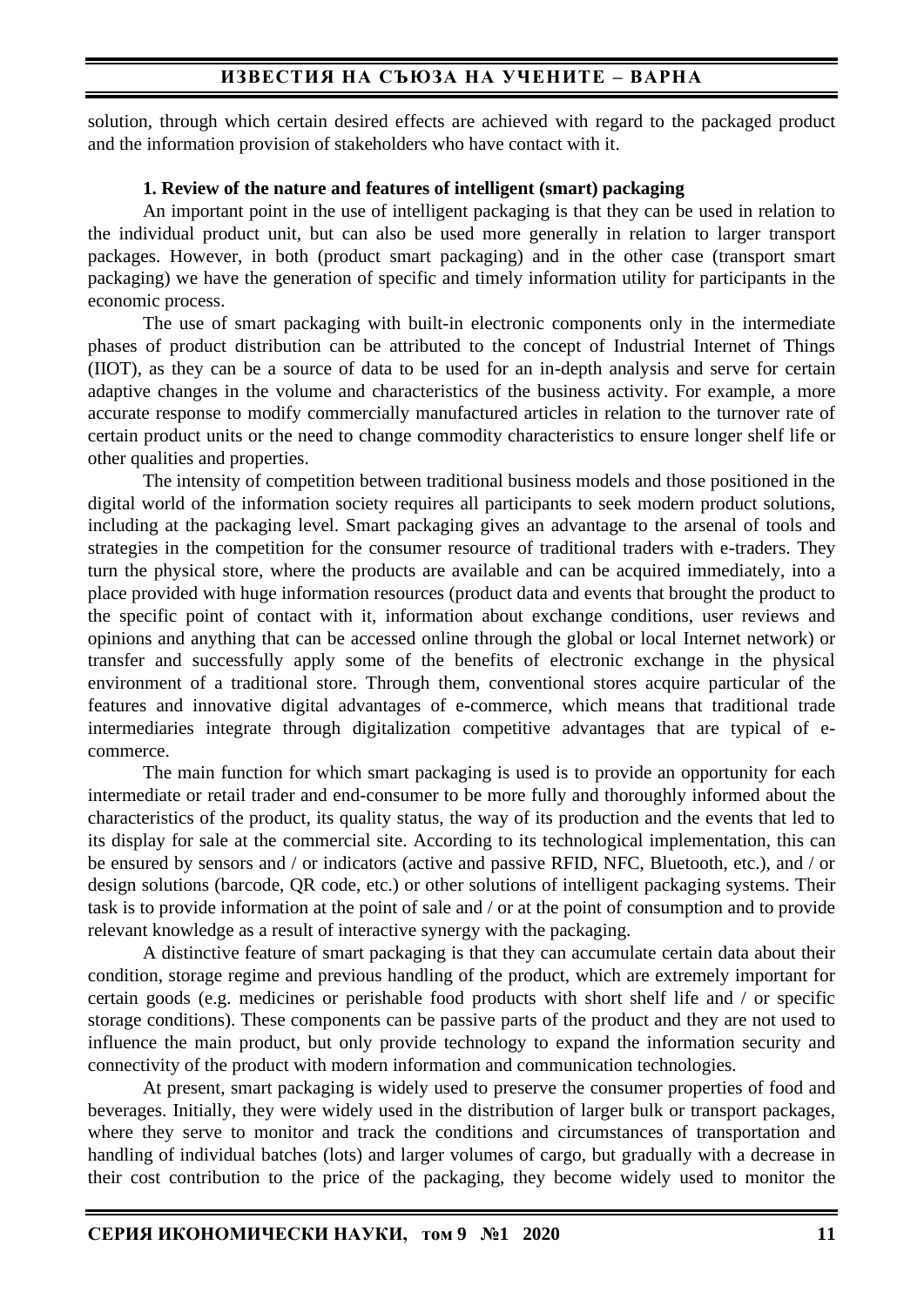solution, through which certain desired effects are achieved with regard to the packaged product and the information provision of stakeholders who have contact with it.

### 1. Review of the nature and features of intelligent (smart) packaging

An important point in the use of intelligent packaging is that they can be used in relation to the individual product unit, but can also be used more generally in relation to larger transport packages. However, in both (product smart packaging) and in the other case (transport smart packaging) we have the generation of specific and timely information utility for participants in the economic process.

The use of smart packaging with built-in electronic components only in the intermediate phases of product distribution can be attributed to the concept of Industrial Internet of Things (IIOT), as they can be a source of data to be used for an in-depth analysis and serve for certain adaptive changes in the volume and characteristics of the business activity. For example, a more accurate response to modify commercially manufactured articles in relation to the turnover rate of certain product units or the need to change commodity characteristics to ensure longer shelf life or other qualities and properties.

The intensity of competition between traditional business models and those positioned in the digital world of the information society requires all participants to seek modern product solutions, including at the packaging level. Smart packaging gives an advantage to the arsenal of tools and strategies in the competition for the consumer resource of traditional traders with e-traders. They turn the physical store, where the products are available and can be acquired immediately, into a place provided with huge information resources (product data and events that brought the product to the specific point of contact with it, information about exchange conditions, user reviews and opinions and anything that can be accessed online through the global or local Internet network) or transfer and successfully apply some of the benefits of electronic exchange in the physical environment of a traditional store. Through them, conventional stores acquire particular of the features and innovative digital advantages of e-commerce, which means that traditional trade intermediaries integrate through digitalization competitive advantages that are typical of e-commerce.

The main function for which smart packaging is used is to provide an opportunity for each intermediate or retail trader and end-consumer to be more fully and thoroughly informed about the characteristics of the product, its quality status, the way of its production and the events that led to its display for sale at the commercial site. According to its technological implementation, this can be ensured by sensors and / or indicators (active and passive RFID, NFC, Bluetooth, etc.), and / or design solutions (barcode, QR code, etc.) or other solutions of intelligent packaging systems. Their task is to provide information at the point of sale and / or at the point of consumption and to provide relevant knowledge as a result of interactive synergy with the packaging.

A distinctive feature of smart packaging is that they can accumulate certain data about their condition, storage regime and previous handling of the product, which are extremely important for certain goods (e.g. medicines or perishable food products with short shelf life and / or specific storage conditions). These components can be passive parts of the product and they are not used to influence the main product, but only provide technology to expand the information security and connectivity of the product with modern information and communication technologies.

At present, smart packaging is widely used to preserve the consumer properties of food and beverages. Initially, they were widely used in the distribution of larger bulk or transport packages, where they serve to monitor and track the conditions and circumstances of transportation and handling of individual batches (lots) and larger volumes of cargo, but gradually with a decrease in their cost contribution to the price of the packaging, they become widely used to monitor the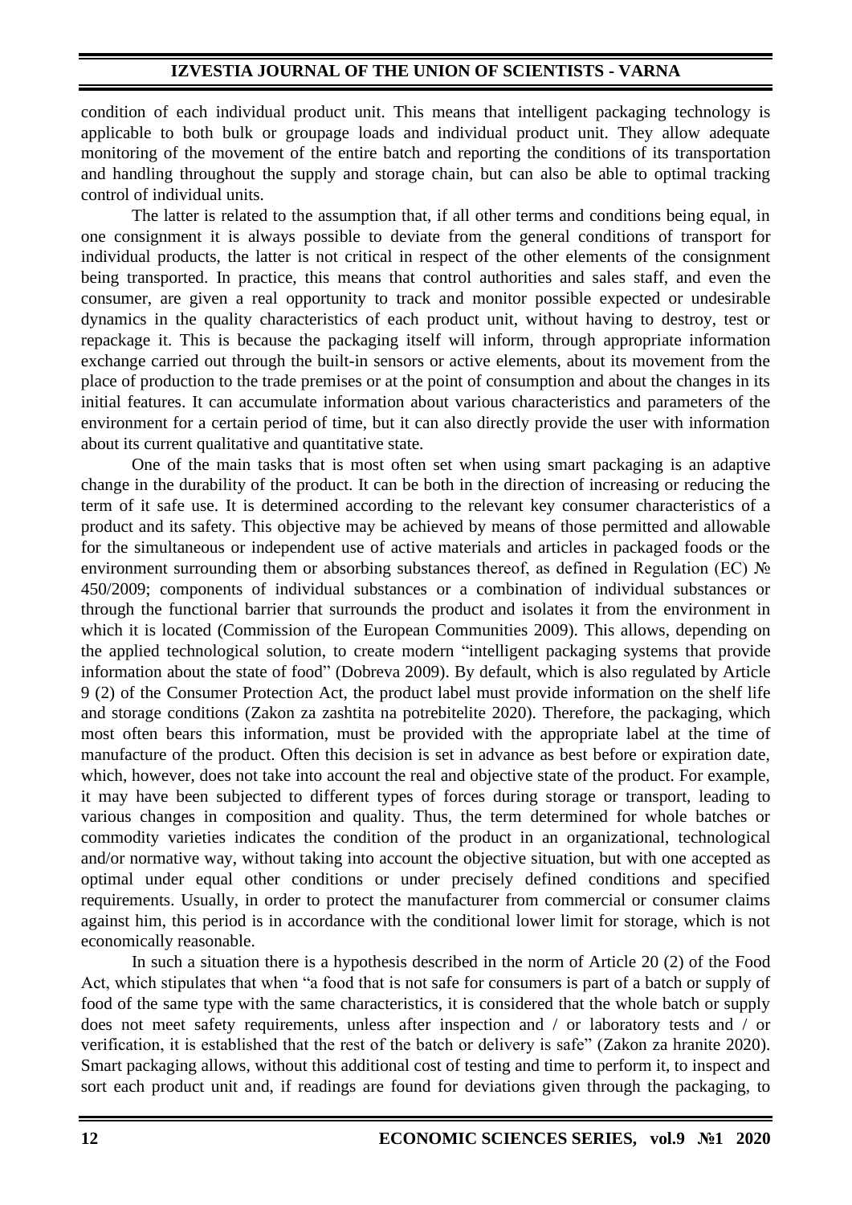condition of each individual product unit. This means that intelligent packaging technology is applicable to both bulk or groupage loads and individual product unit. They allow adequate monitoring of the movement of the entire batch and reporting the conditions of its transportation and handling throughout the supply and storage chain, but can also be able to optimal tracking control of individual units.

The latter is related to the assumption that, if all other terms and conditions being equal, in one consignment it is always possible to deviate from the general conditions of transport for individual products, the latter is not critical in respect of the other elements of the consignment being transported. In practice, this means that control authorities and sales staff, and even the consumer, are given a real opportunity to track and monitor possible expected or undesirable dynamics in the quality characteristics of each product unit, without having to destroy, test or repackage it. This is because the packaging itself will inform, through appropriate information exchange carried out through the built-in sensors or active elements, about its movement from the place of production to the trade premises or at the point of consumption and about the changes in its initial features. It can accumulate information about various characteristics and parameters of the environment for a certain period of time, but it can also directly provide the user with information about its current qualitative and quantitative state.

One of the main tasks that is most often set when using smart packaging is an adaptive change in the durability of the product. It can be both in the direction of increasing or reducing the term of it safe use. It is determined according to the relevant key consumer characteristics of a product and its safety. This objective may be achieved by means of those permitted and allowable for the simultaneous or independent use of active materials and articles in packaged foods or the environment surrounding them or absorbing substances thereof, as defined in Regulation (EC) № 450/2009; components of individual substances or a combination of individual substances or through the functional barrier that surrounds the product and isolates it from the environment in which it is located (Commission of the European Communities 2009). This allows, depending on the applied technological solution, to create modern "intelligent packaging systems that provide information about the state of food" (Dobreva 2009). By default, which is also regulated by Article 9 (2) of the Consumer Protection Act, the product label must provide information on the shelf life and storage conditions (Zakon za zashtita na potrebitelite 2020). Therefore, the packaging, which most often bears this information, must be provided with the appropriate label at the time of manufacture of the product. Often this decision is set in advance as best before or expiration date, which, however, does not take into account the real and objective state of the product. For example, it may have been subjected to different types of forces during storage or transport, leading to various changes in composition and quality. Thus, the term determined for whole batches or commodity varieties indicates the condition of the product in an organizational, technological and/or normative way, without taking into account the objective situation, but with one accepted as optimal under equal other conditions or under precisely defined conditions and specified requirements. Usually, in order to protect the manufacturer from commercial or consumer claims against him, this period is in accordance with the conditional lower limit for storage, which is not economically reasonable.

In such a situation there is a hypothesis described in the norm of Article 20 (2) of the Food Act, which stipulates that when "a food that is not safe for consumers is part of a batch or supply of food of the same type with the same characteristics, it is considered that the whole batch or supply does not meet safety requirements, unless after inspection and / or laboratory tests and / or verification, it is established that the rest of the batch or delivery is safe" (Zakon za hranite 2020). Smart packaging allows, without this additional cost of testing and time to perform it, to inspect and sort each product unit and, if readings are found for deviations given through the packaging, to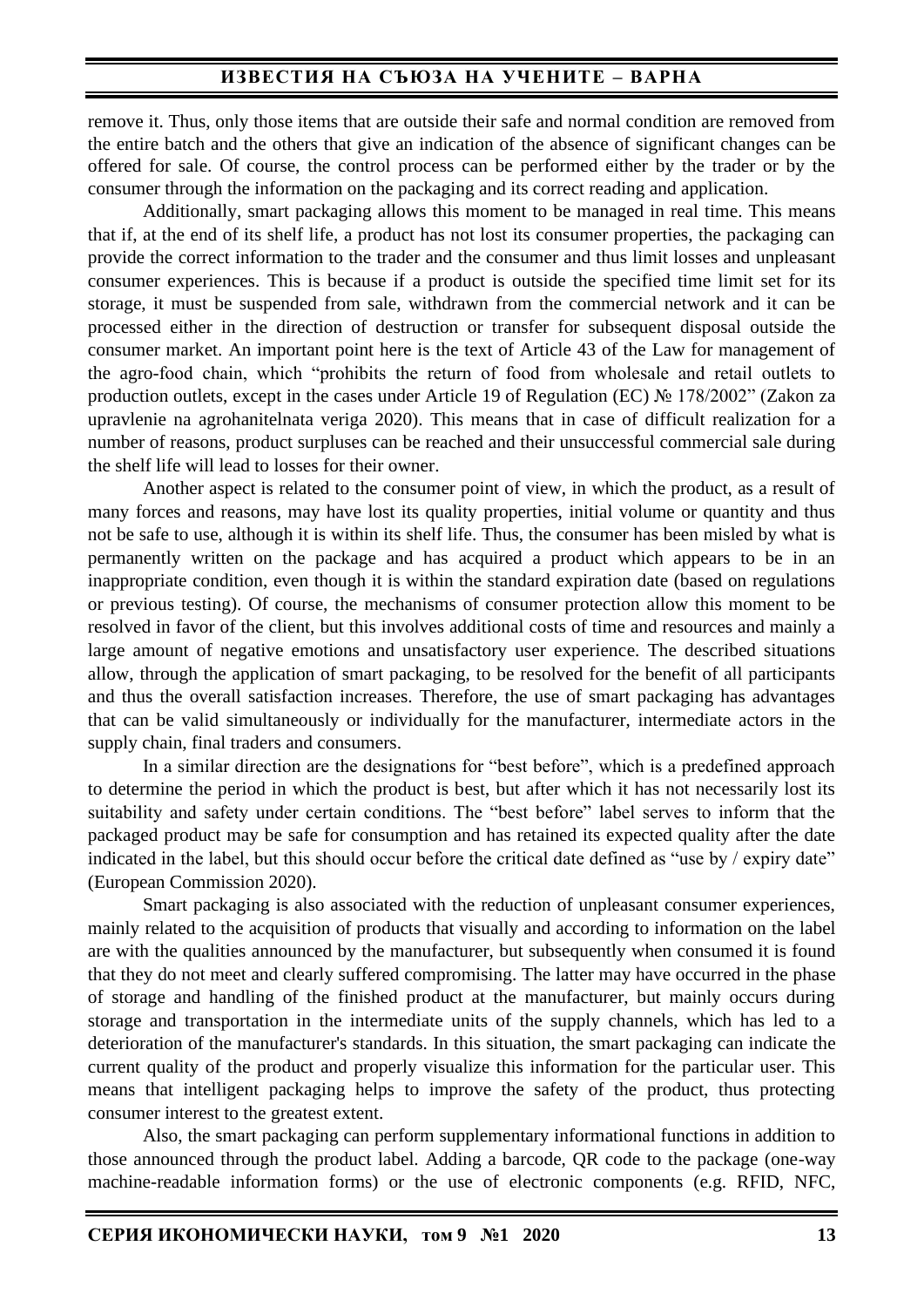remove it. Thus, only those items that are outside their safe and normal condition are removed from the entire batch and the others that give an indication of the absence of significant changes can be offered for sale. Of course, the control process can be performed either by the trader or by the consumer through the information on the packaging and its correct reading and application.

Additionally, smart packaging allows this moment to be managed in real time. This means that if, at the end of its shelf life, a product has not lost its consumer properties, the packaging can provide the correct information to the trader and the consumer and thus limit losses and unpleasant consumer experiences. This is because if a product is outside the specified time limit set for its storage, it must be suspended from sale, withdrawn from the commercial network and it can be processed either in the direction of destruction or transfer for subsequent disposal outside the consumer market. An important point here is the text of Article 43 of the Law for management of the agro-food chain, which "prohibits the return of food from wholesale and retail outlets to production outlets, except in the cases under Article 19 of Regulation (EC) № 178/2002" (Zakon za upravlenie na agrohanitelnata veriga 2020). This means that in case of difficult realization for a number of reasons, product surpluses can be reached and their unsuccessful commercial sale during the shelf life will lead to losses for their owner.

Another aspect is related to the consumer point of view, in which the product, as a result of many forces and reasons, may have lost its quality properties, initial volume or quantity and thus not be safe to use, although it is within its shelf life. Thus, the consumer has been misled by what is permanently written on the package and has acquired a product which appears to be in an inappropriate condition, even though it is within the standard expiration date (based on regulations or previous testing). Of course, the mechanisms of consumer protection allow this moment to be resolved in favor of the client, but this involves additional costs of time and resources and mainly a large amount of negative emotions and unsatisfactory user experience. The described situations allow, through the application of smart packaging, to be resolved for the benefit of all participants and thus the overall satisfaction increases. Therefore, the use of smart packaging has advantages that can be valid simultaneously or individually for the manufacturer, intermediate actors in the supply chain, final traders and consumers.

In a similar direction are the designations for "best before", which is a predefined approach to determine the period in which the product is best, but after which it has not necessarily lost its suitability and safety under certain conditions. The "best before" label serves to inform that the packaged product may be safe for consumption and has retained its expected quality after the date indicated in the label, but this should occur before the critical date defined as "use by / expiry date" (European Commission 2020).

Smart packaging is also associated with the reduction of unpleasant consumer experiences, mainly related to the acquisition of products that visually and according to information on the label are with the qualities announced by the manufacturer, but subsequently when consumed it is found that they do not meet and clearly suffered compromising. The latter may have occurred in the phase of storage and handling of the finished product at the manufacturer, but mainly occurs during storage and transportation in the intermediate units of the supply channels, which has led to a deterioration of the manufacturer's standards. In this situation, the smart packaging can indicate the current quality of the product and properly visualize this information for the particular user. This means that intelligent packaging helps to improve the safety of the product, thus protecting consumer interest to the greatest extent.

Also, the smart packaging can perform supplementary informational functions in addition to those announced through the product label. Adding a barcode, QR code to the package (one-way machine-readable information forms) or the use of electronic components (e.g. RFID, NFC,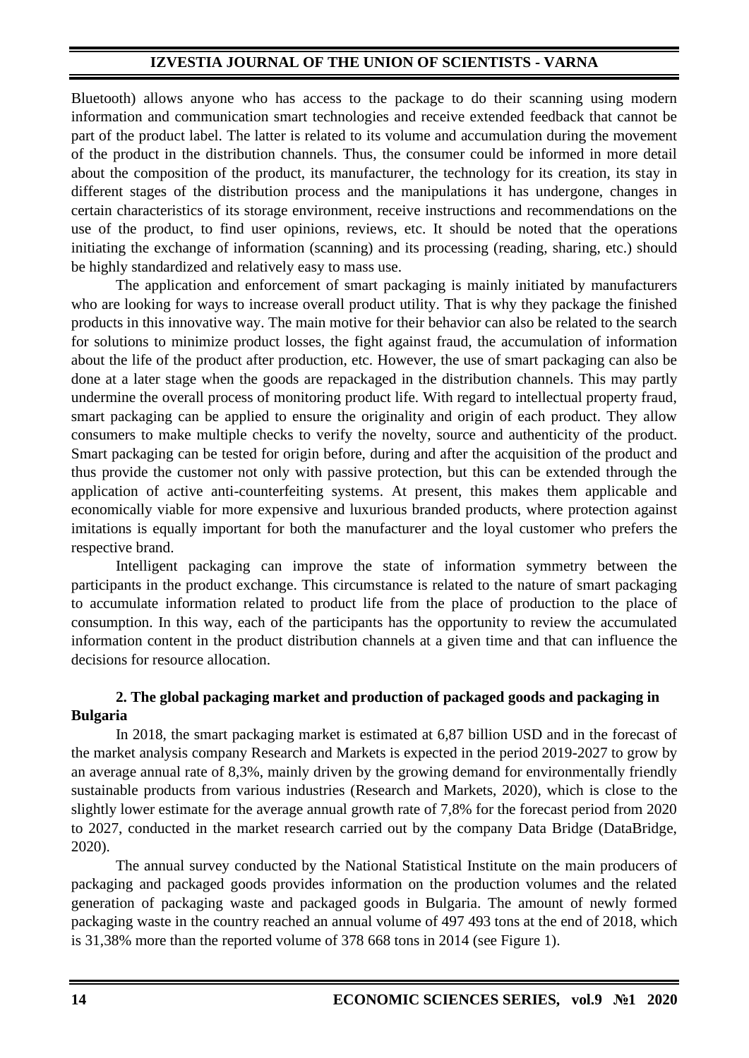Bluetooth) allows anyone who has access to the package to do their scanning using modern information and communication smart technologies and receive extended feedback that cannot be part of the product label. The latter is related to its volume and accumulation during the movement of the product in the distribution channels. Thus, the consumer could be informed in more detail about the composition of the product, its manufacturer, the technology for its creation, its stay in different stages of the distribution process and the manipulations it has undergone, changes in certain characteristics of its storage environment, receive instructions and recommendations on the use of the product, to find user opinions, reviews, etc. It should be noted that the operations initiating the exchange of information (scanning) and its processing (reading, sharing, etc.) should be highly standardized and relatively easy to mass use.

The application and enforcement of smart packaging is mainly initiated by manufacturers who are looking for ways to increase overall product utility. That is why they package the finished products in this innovative way. The main motive for their behavior can also be related to the search for solutions to minimize product losses, the fight against fraud, the accumulation of information about the life of the product after production, etc. However, the use of smart packaging can also be done at a later stage when the goods are repackaged in the distribution channels. This may partly undermine the overall process of monitoring product life. With regard to intellectual property fraud, smart packaging can be applied to ensure the originality and origin of each product. They allow consumers to make multiple checks to verify the novelty, source and authenticity of the product. Smart packaging can be tested for origin before, during and after the acquisition of the product and thus provide the customer not only with passive protection, but this can be extended through the application of active anti-counterfeiting systems. At present, this makes them applicable and economically viable for more expensive and luxurious branded products, where protection against imitations is equally important for both the manufacturer and the loyal customer who prefers the respective brand.

Intelligent packaging can improve the state of information symmetry between the participants in the product exchange. This circumstance is related to the nature of smart packaging to accumulate information related to product life from the place of production to the place of consumption. In this way, each of the participants has the opportunity to review the accumulated information content in the product distribution channels at a given time and that can influence the decisions for resource allocation.

## 2. The global packaging market and production of packaged goods and packaging in Bulgaria

In 2018, the smart packaging market is estimated at 6,87 billion USD and in the forecast of the market analysis company Research and Markets is expected in the period 2019-2027 to grow by an average annual rate of 8,3%, mainly driven by the growing demand for environmentally friendly sustainable products from various industries (Research and Markets, 2020), which is close to the slightly lower estimate for the average annual growth rate of 7,8% for the forecast period from 2020 to 2027, conducted in the market research carried out by the company Data Bridge (DataBridge, 2020).

The annual survey conducted by the National Statistical Institute on the main producers of packaging and packaged goods provides information on the production volumes and the related generation of packaging waste and packaged goods in Bulgaria. The amount of newly formed packaging waste in the country reached an annual volume of 497 493 tons at the end of 2018, which is 31,38% more than the reported volume of 378 668 tons in 2014 (see Figure 1).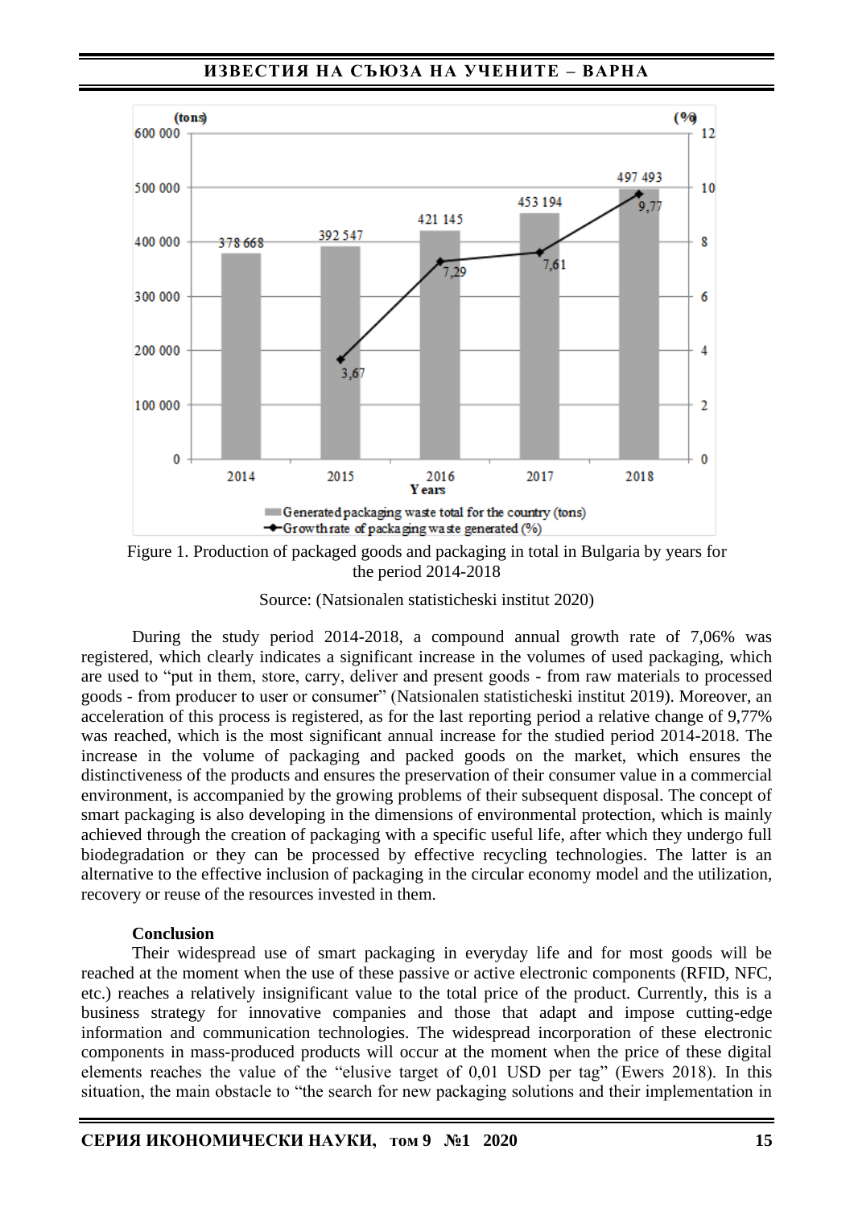Figure 1. Production of packaged goods and packaging in total in Bulgaria by years for the period 2014-2018

Source: (Natsionalen statisticheski institut 2020)

During the study period 2014-2018, a compound annual growth rate of 7,06% was registered, which clearly indicates a significant increase in the volumes of used packaging, which are used to "put in them, store, carry, deliver and present goods - from raw materials to processed goods - from producer to user or consumer" (Natsionalen statisticheski institut 2019). Moreover, an acceleration of this process is registered, as for the last reporting period a relative change of 9,77% was reached, which is the most significant annual increase for the studied period 2014-2018. The increase in the volume of packaging and packed goods on the market, which ensures the distinctiveness of the products and ensures the preservation of their consumer value in a commercial environment, is accompanied by the growing problems of their subsequent disposal. The concept of smart packaging is also developing in the dimensions of environmental protection, which is mainly achieved through the creation of packaging with a specific useful life, after which they undergo full biodegradation or they can be processed by effective recycling technologies. The latter is an alternative to the effective inclusion of packaging in the circular economy model and the utilization, recovery or reuse of the resources invested in them.

**Conclusion**

Their widespread use of smart packaging in everyday life and for most goods will be reached at the moment when the use of these passive or active electronic components (RFID, NFC, etc.) reaches a relatively insignificant value to the total price of the product. Currently, this is a business strategy for innovative companies and those that adapt and impose cutting-edge information and communication technologies. The widespread incorporation of these electronic components in mass-produced products will occur at the moment when the price of these digital elements reaches the value of the "elusive target of 0,01 USD per tag" (Ewers 2018). In this situation, the main obstacle to "the search for new packaging solutions and their implementation in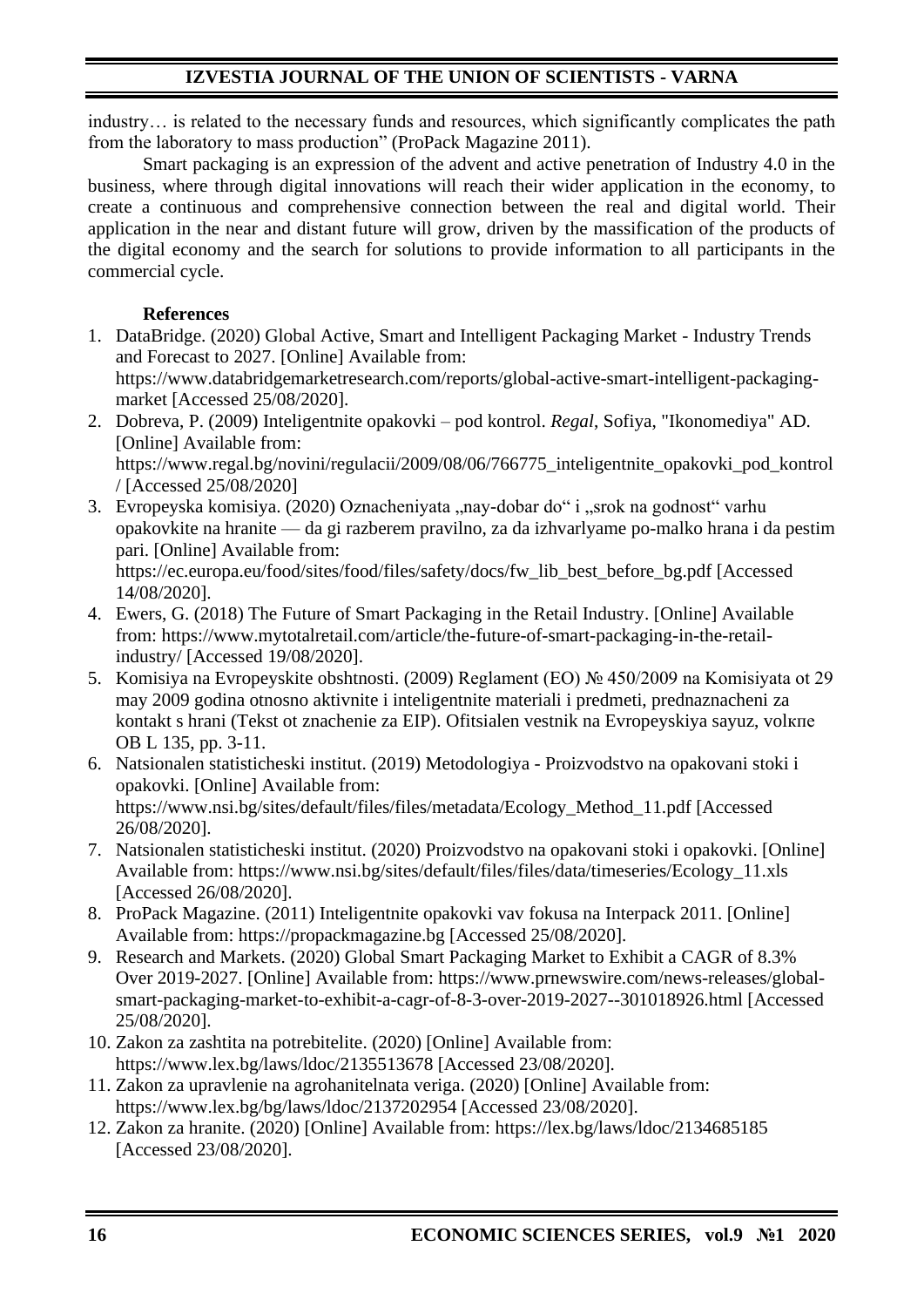industry… is related to the necessary funds and resources, which significantly complicates the path from the laboratory to mass production" (ProPack Magazine 2011).

Smart packaging is an expression of the advent and active penetration of Industry 4.0 in the business, where through digital innovations will reach their wider application in the economy, to create a continuous and comprehensive connection between the real and digital world. Their application in the near and distant future will grow, driven by the massification of the products of the digital economy and the search for solutions to provide information to all participants in the commercial cycle.

**References**

1. DataBridge. (2020) Global Active, Smart and Intelligent Packaging Market - Industry Trends and Forecast to 2027. [Online] Available from: https://www.databridgemarketresearch.com/reports/global-active-smart-intelligent-packaging-market [Accessed 25/08/2020].
2. Dobreva, P. (2009) Inteligentnite opakovki – pod kontrol. *Regal*, Sofiya, "Ikonomediya" AD. [Online] Available from: https://www.regal.bg/novini/regulacii/2009/08/06/766775_inteligentnite_opakovki_pod_kontrol/ [Accessed 25/08/2020]
3. Evropeyska komisiya. (2020) Oznacheniyata „nay-dobar do" i „srok na godnost" varhu opakovkite na hranite — da gi razberem pravilno, za da izhvarlyame po-malko hrana i da pestim pari. [Online] Available from: https://ec.europa.eu/food/sites/food/files/safety/docs/fw_lib_best_before_bg.pdf [Accessed 14/08/2020].
4. Ewers, G. (2018) The Future of Smart Packaging in the Retail Industry. [Online] Available from: https://www.mytotalretail.com/article/the-future-of-smart-packaging-in-the-retail-industry/ [Accessed 19/08/2020].
5. Komisiya na Evropeyskite obshtnosti. (2009) Reglament (EO) № 450/2009 na Komisiyata ot 29 may 2009 godina otnosno aktivnite i inteligentnite materiali i predmeti, prednaznacheni za kontakt s hrani (Tekst ot znachenie za EIP). Ofitsialen vestnik na Evropeyskiya sayuz, volкпе OB L 135, pp. 3-11.
6. Natsionalen statisticheski institut. (2019) Metodologiya - Proizvodstvo na opakovani stoki i opakovki. [Online] Available from: https://www.nsi.bg/sites/default/files/files/metadata/Ecology_Method_11.pdf [Accessed 26/08/2020].
7. Natsionalen statisticheski institut. (2020) Proizvodstvo na opakovani stoki i opakovki. [Online] Available from: https://www.nsi.bg/sites/default/files/files/data/timeseries/Ecology_11.xls [Accessed 26/08/2020].
8. ProPack Magazine. (2011) Inteligentnite opakovki vav fokusa na Interpack 2011. [Online] Available from: https://propackmagazine.bg [Accessed 25/08/2020].
9. Research and Markets. (2020) Global Smart Packaging Market to Exhibit a CAGR of 8.3% Over 2019-2027. [Online] Available from: https://www.prnewswire.com/news-releases/global-smart-packaging-market-to-exhibit-a-cagr-of-8-3-over-2019-2027--301018926.html [Accessed 25/08/2020].
10. Zakon za zashtita na potrebitelite. (2020) [Online] Available from: https://www.lex.bg/laws/ldoc/2135513678 [Accessed 23/08/2020].
11. Zakon za upravlenie na agrohanitelnata veriga. (2020) [Online] Available from: https://www.lex.bg/bg/laws/ldoc/2137202954 [Accessed 23/08/2020].
12. Zakon za hranite. (2020) [Online] Available from: https://lex.bg/laws/ldoc/2134685185 [Accessed 23/08/2020].